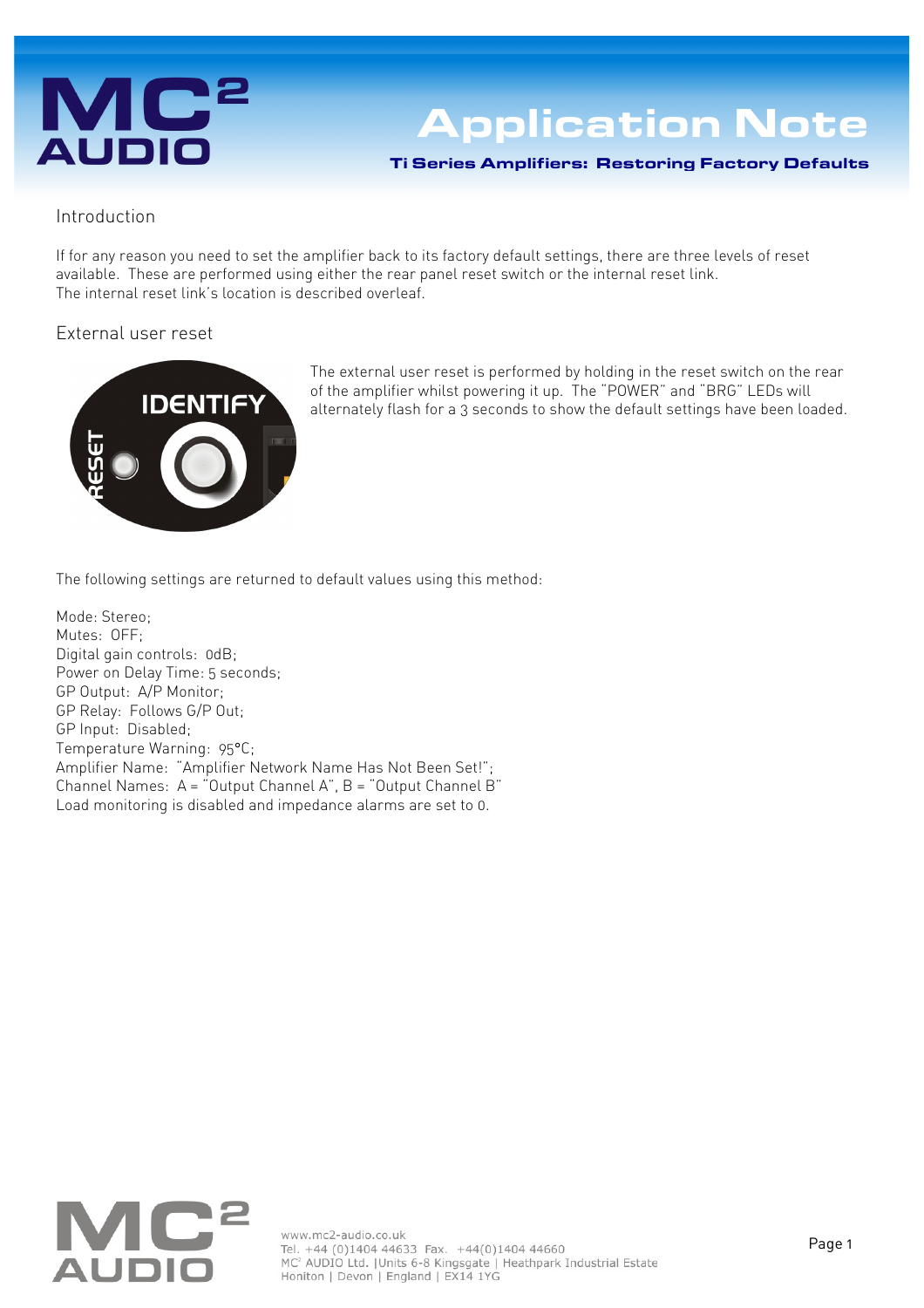# Application Note

**Ti Series Amplifiers: Restoring Factory Defaults**

## Introduction

If for any reason you need to set the amplifier back to its factory default settings, there are three levels of reset available. These are performed using either the rear panel reset switch or the internal reset link.
The internal reset link's location is described overleaf.

## External user reset

The external user reset is performed by holding in the reset switch on the rear of the amplifier whilst powering it up. The "POWER" and "BRG" LEDs will alternately flash for a 3 seconds to show the default settings have been loaded.

The following settings are returned to default values using this method:

Mode: Stereo;
Mutes: OFF;
Digital gain controls: 0dB;
Power on Delay Time: 5 seconds;
GP Output: A/P Monitor;
GP Relay: Follows G/P Out;
GP Input: Disabled;
Temperature Warning: 95°C;
Amplifier Name: "Amplifier Network Name Has Not Been Set!";
Channel Names: A = "Output Channel A", B = "Output Channel B"
Load monitoring is disabled and impedance alarms are set to 0.

www.mc2-audio.co.uk
Tel. +44 (0)1404 44633 Fax. +44(0)1404 44660
MC² AUDIO Ltd. |Units 6-8 Kingsgate | Heathpark Industrial Estate
Honiton | Devon | England | EX14 1YG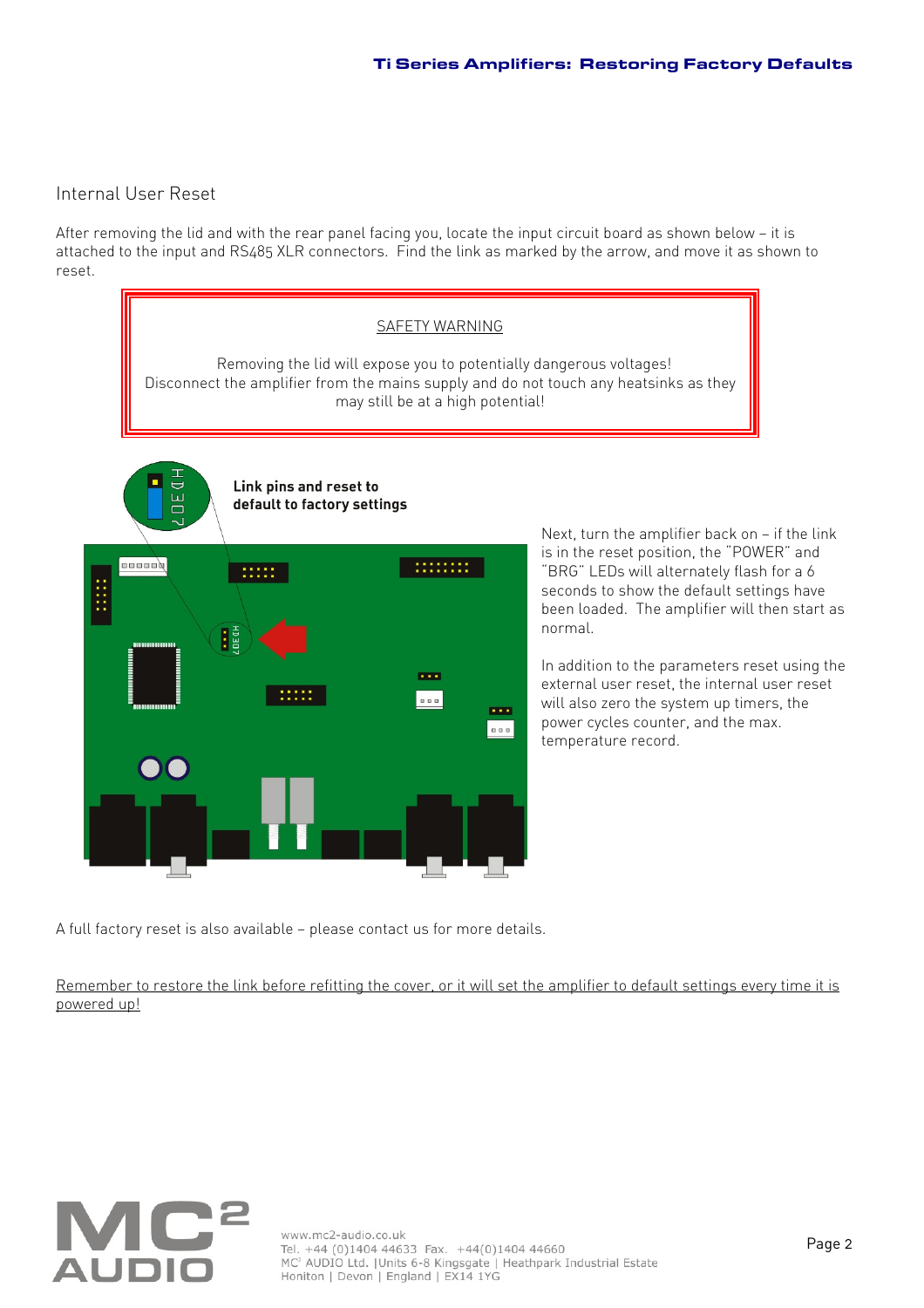## Internal User Reset

After removing the lid and with the rear panel facing you, locate the input circuit board as shown below – it is attached to the input and RS485 XLR connectors. Find the link as marked by the arrow, and move it as shown to reset.

SAFETY WARNING

Removing the lid will expose you to potentially dangerous voltages!
Disconnect the amplifier from the mains supply and do not touch any heatsinks as they may still be at a high potential!

**Link pins and reset to default to factory settings**

Next, turn the amplifier back on – if the link is in the reset position, the "POWER" and "BRG" LEDs will alternately flash for a 6 seconds to show the default settings have been loaded. The amplifier will then start as normal.

In addition to the parameters reset using the external user reset, the internal user reset will also zero the system up timers, the power cycles counter, and the max. temperature record.

A full factory reset is also available – please contact us for more details.

Remember to restore the link before refitting the cover, or it will set the amplifier to default settings every time it is powered up!

www.mc2-audio.co.uk
Tel. +44 (0)1404 44633 Fax. +44(0)1404 44660
MC² AUDIO Ltd. | Units 6-8 Kingsgate | Heathpark Industrial Estate
Honiton | Devon | England | EX14 1YG